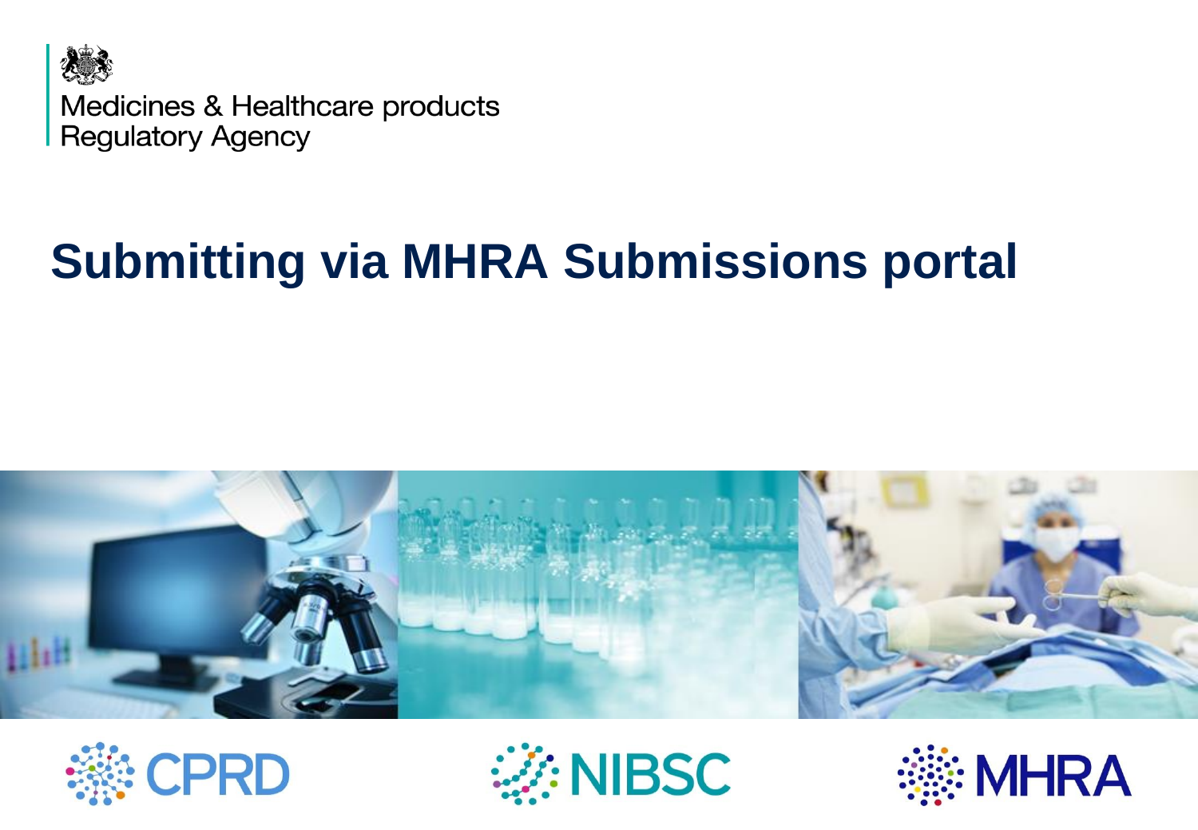Medicines & Healthcare products Regulatory Agency

# Submitting via MHRA Submissions portal

CPRD

NIBSC

MHRA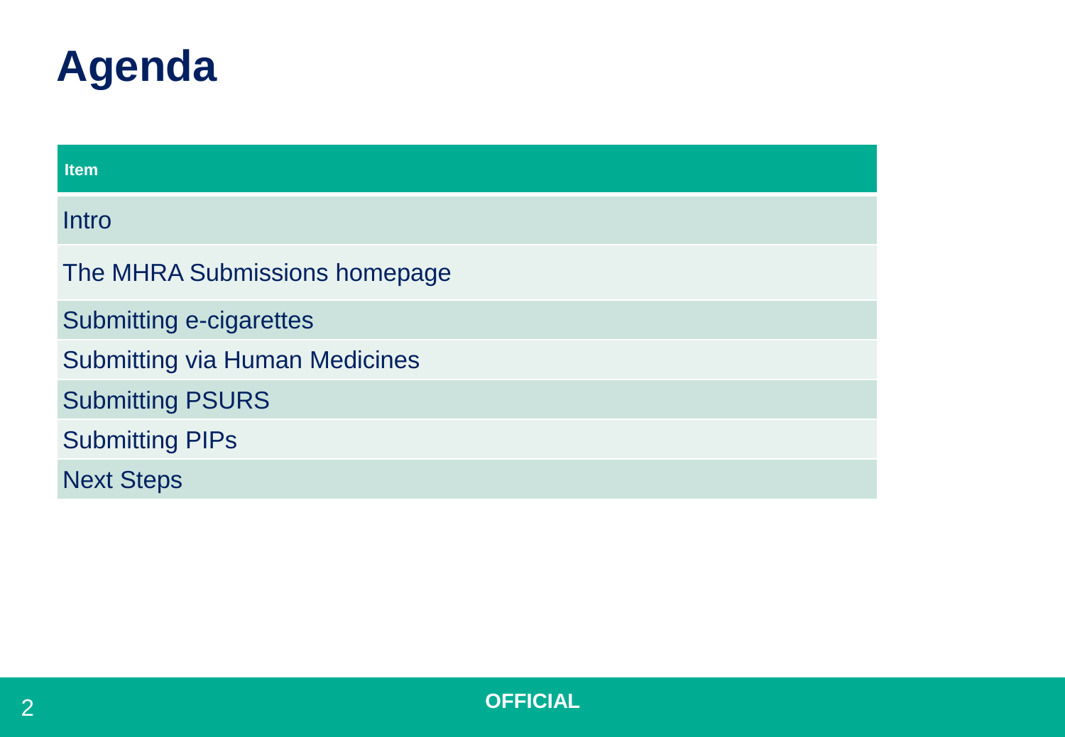# Agenda

| Item |
|---|
| Intro |
| The MHRA Submissions homepage |
| Submitting e-cigarettes |
| Submitting via Human Medicines |
| Submitting PSURS |
| Submitting PIPs |
| Next Steps |

**OFFICIAL**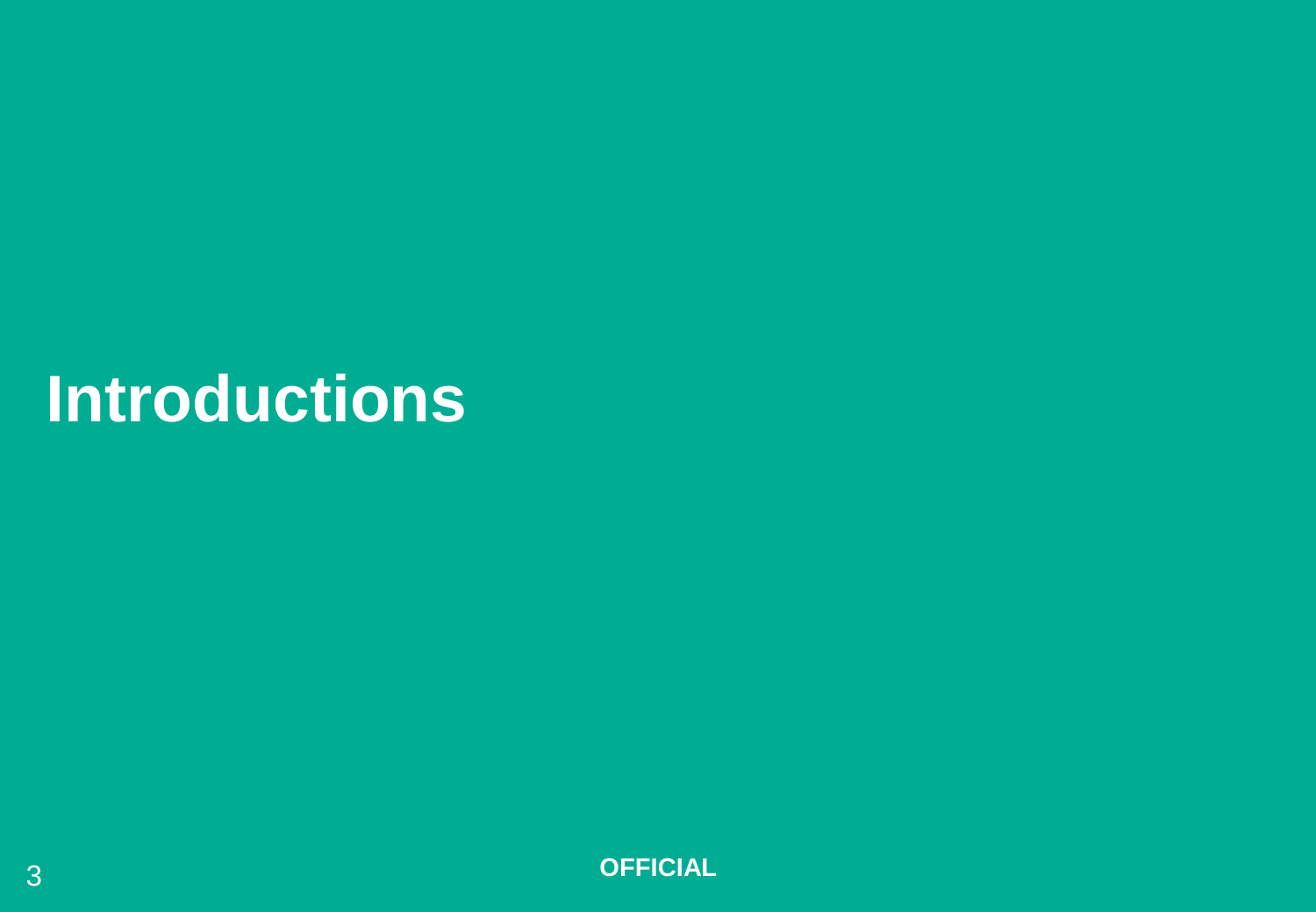# Introductions

**OFFICIAL**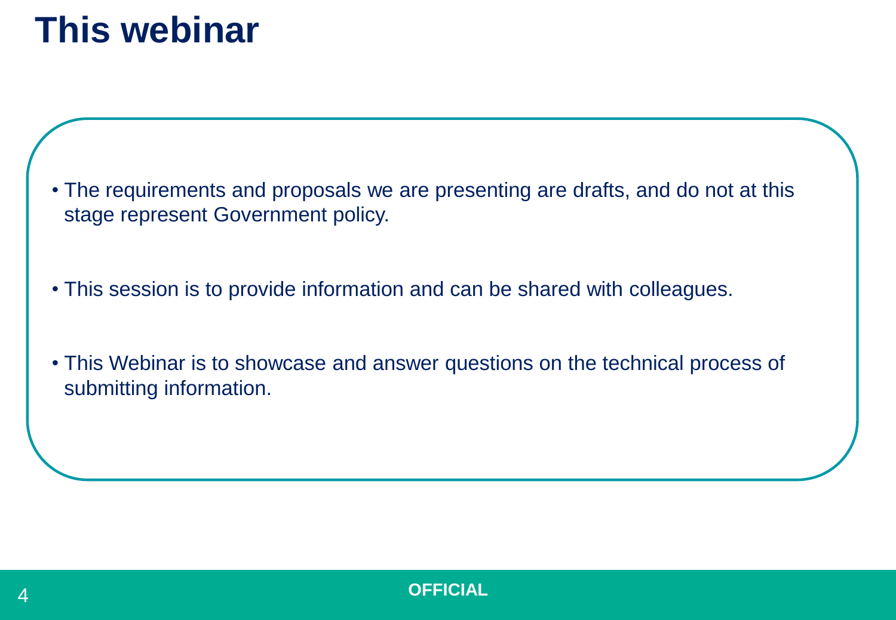# This webinar

- The requirements and proposals we are presenting are drafts, and do not at this stage represent Government policy.
- This session is to provide information and can be shared with colleagues.
- This Webinar is to showcase and answer questions on the technical process of submitting information.

**OFFICIAL**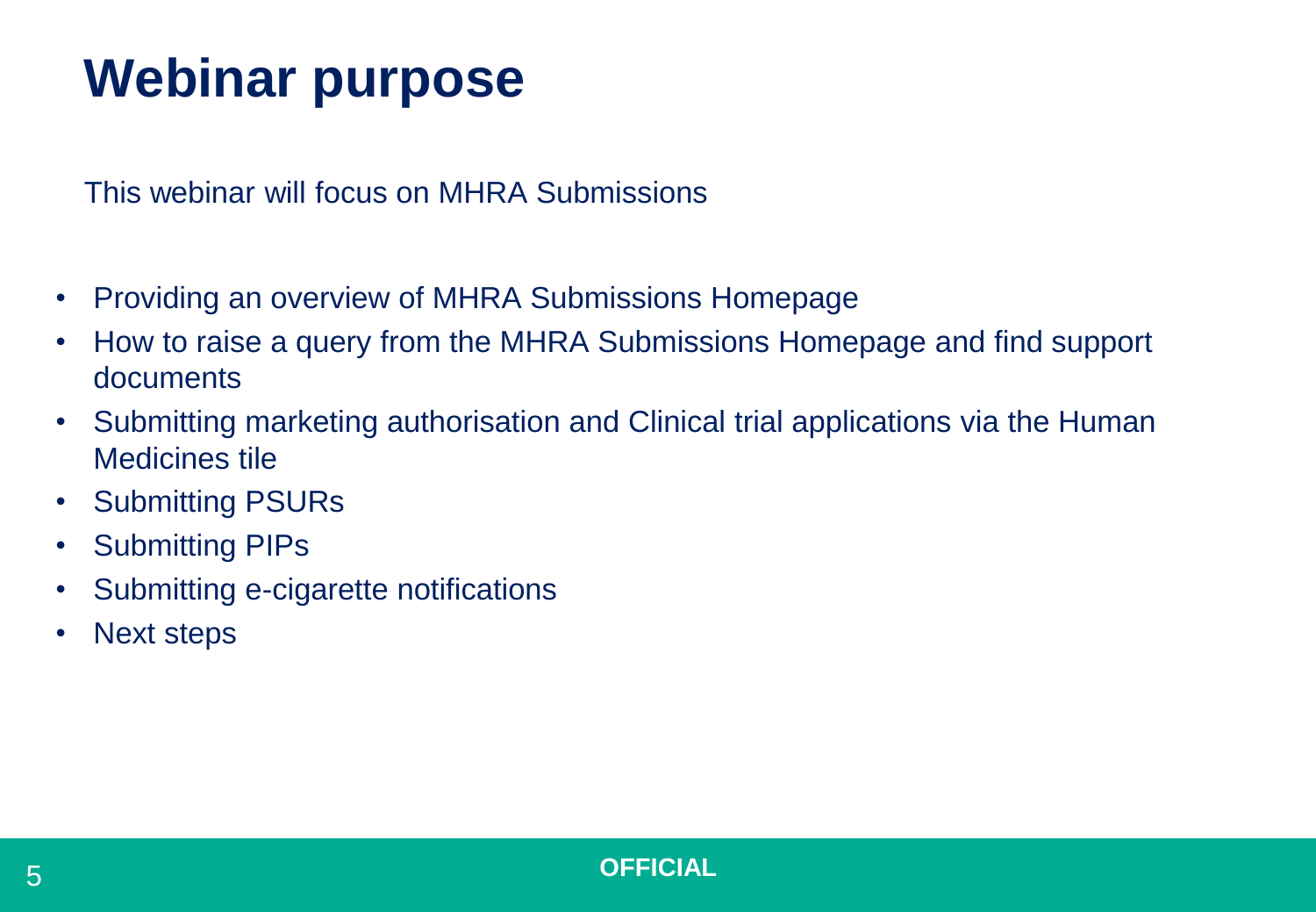# Webinar purpose

This webinar will focus on MHRA Submissions

- Providing an overview of MHRA Submissions Homepage
- How to raise a query from the MHRA Submissions Homepage and find support documents
- Submitting marketing authorisation and Clinical trial applications via the Human Medicines tile
- Submitting PSURs
- Submitting PIPs
- Submitting e-cigarette notifications
- Next steps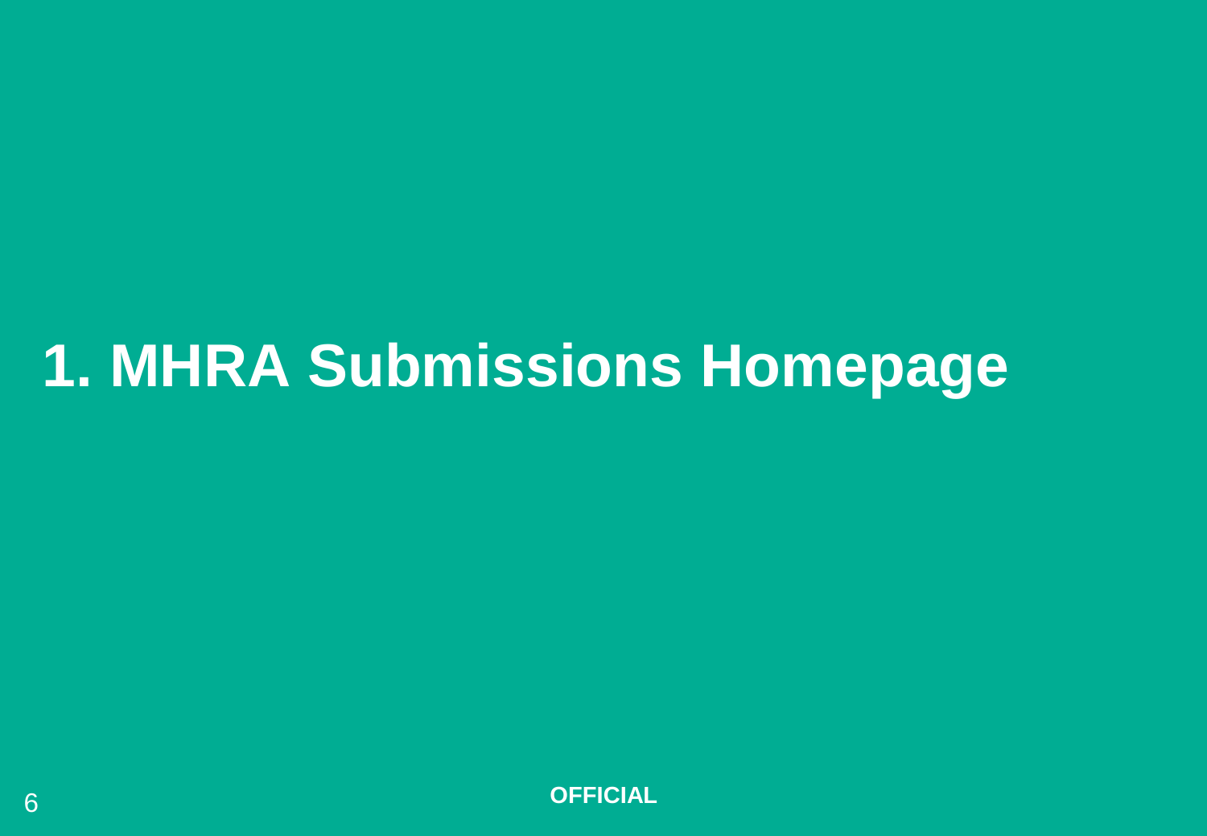# 1. MHRA Submissions Homepage

OFFICIAL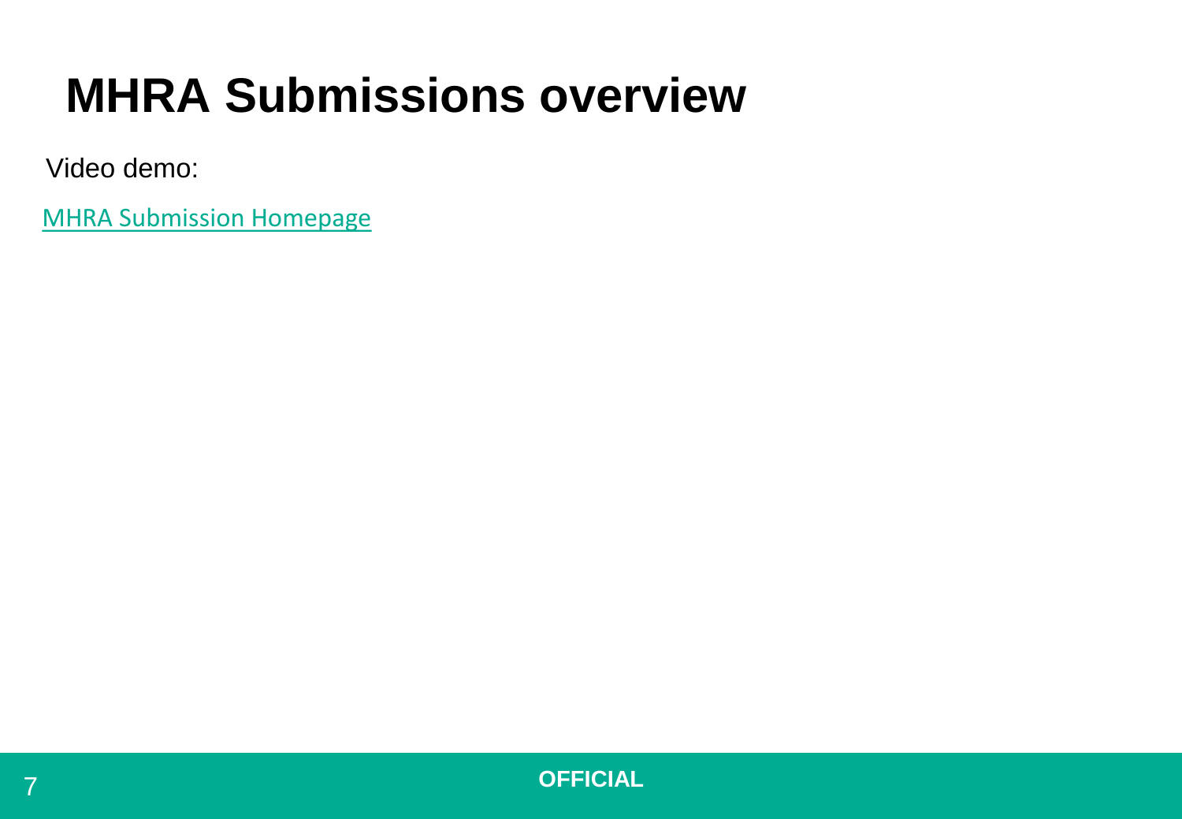# MHRA Submissions overview

Video demo:

MHRA Submission Homepage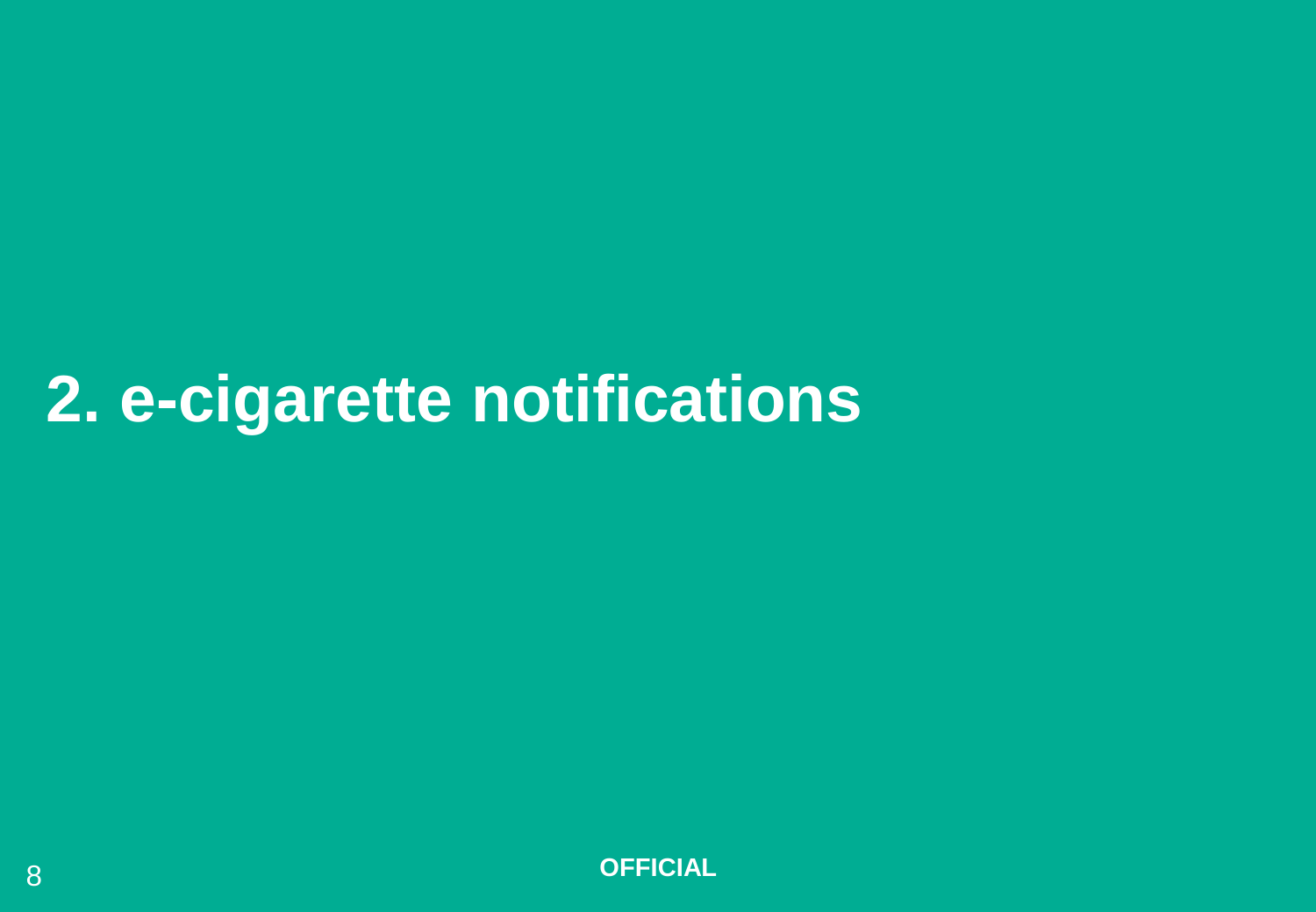# 2. e-cigarette notifications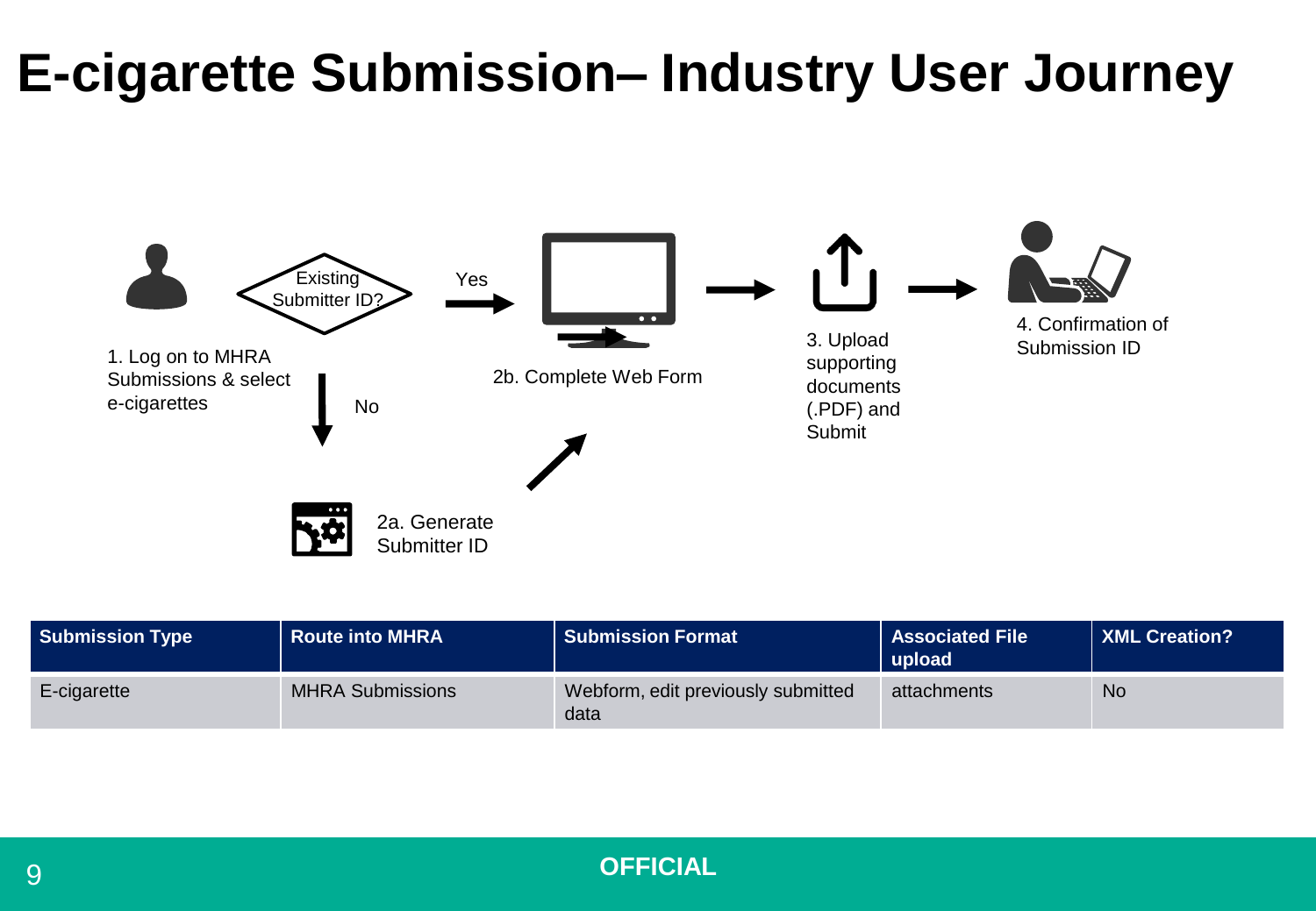# E-cigarette Submission– Industry User Journey

1. Log on to MHRA Submissions & select e-cigarettes

Existing Submitter ID?

Yes

No

2a. Generate Submitter ID

2b. Complete Web Form

3. Upload supporting documents (.PDF) and Submit

4. Confirmation of Submission ID

| Submission Type | Route into MHRA | Submission Format | Associated File upload | XML Creation? |
| --- | --- | --- | --- | --- |
| E-cigarette | MHRA Submissions | Webform, edit previously submitted data | attachments | No |

**OFFICIAL**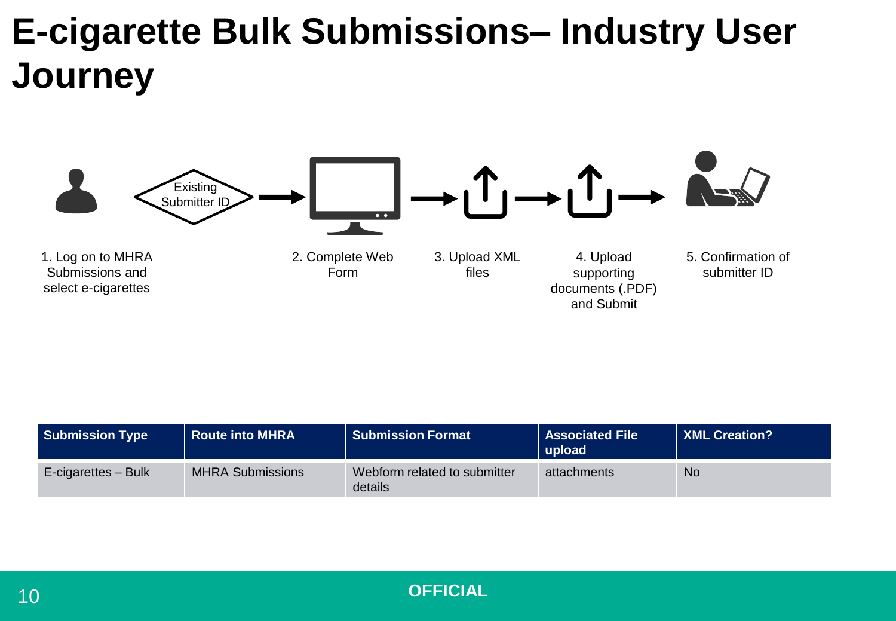# E-cigarette Bulk Submissions– Industry User Journey

Existing Submitter ID

1. Log on to MHRA Submissions and select e-cigarettes
2. Complete Web Form
3. Upload XML files
4. Upload supporting documents (.PDF) and Submit
5. Confirmation of submitter ID

| Submission Type | Route into MHRA | Submission Format | Associated File upload | XML Creation? |
|---|---|---|---|---|
| E-cigarettes – Bulk | MHRA Submissions | Webform related to submitter details | attachments | No |

**OFFICIAL**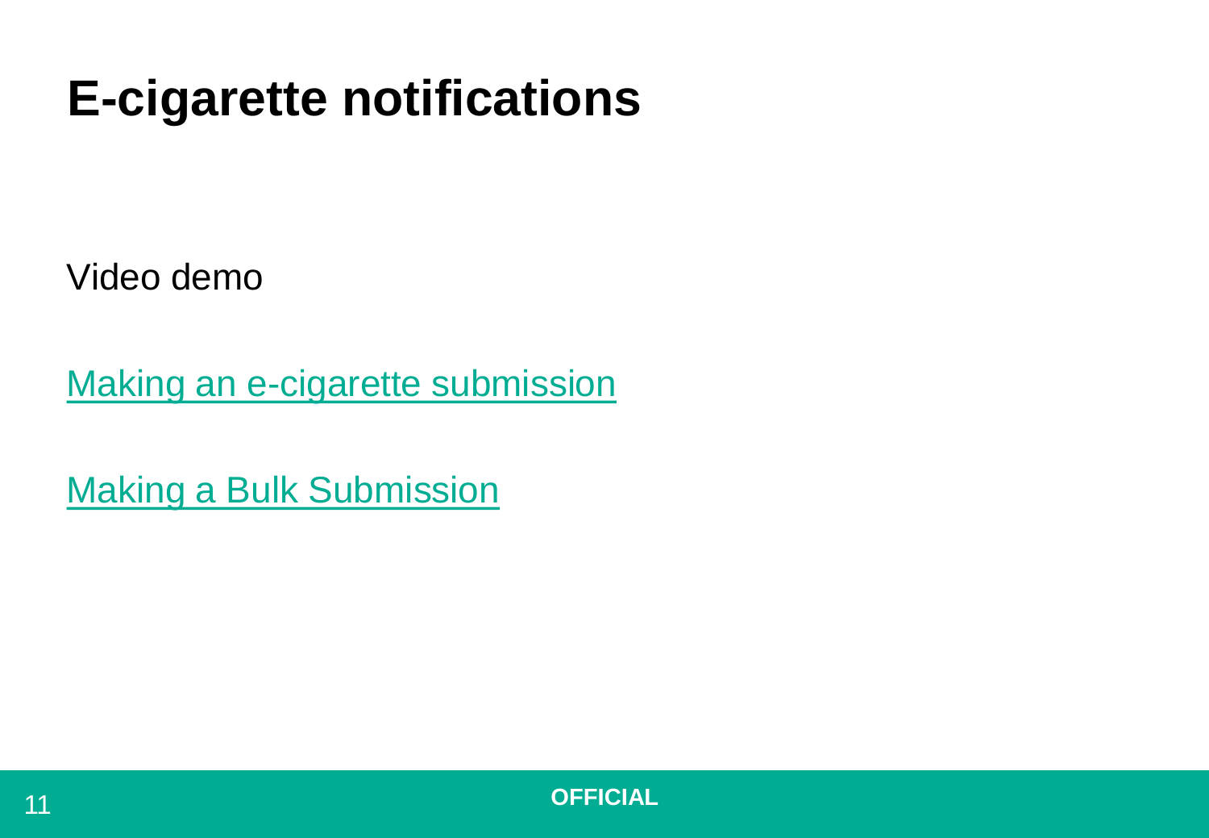# E-cigarette notifications

Video demo

Making an e-cigarette submission

Making a Bulk Submission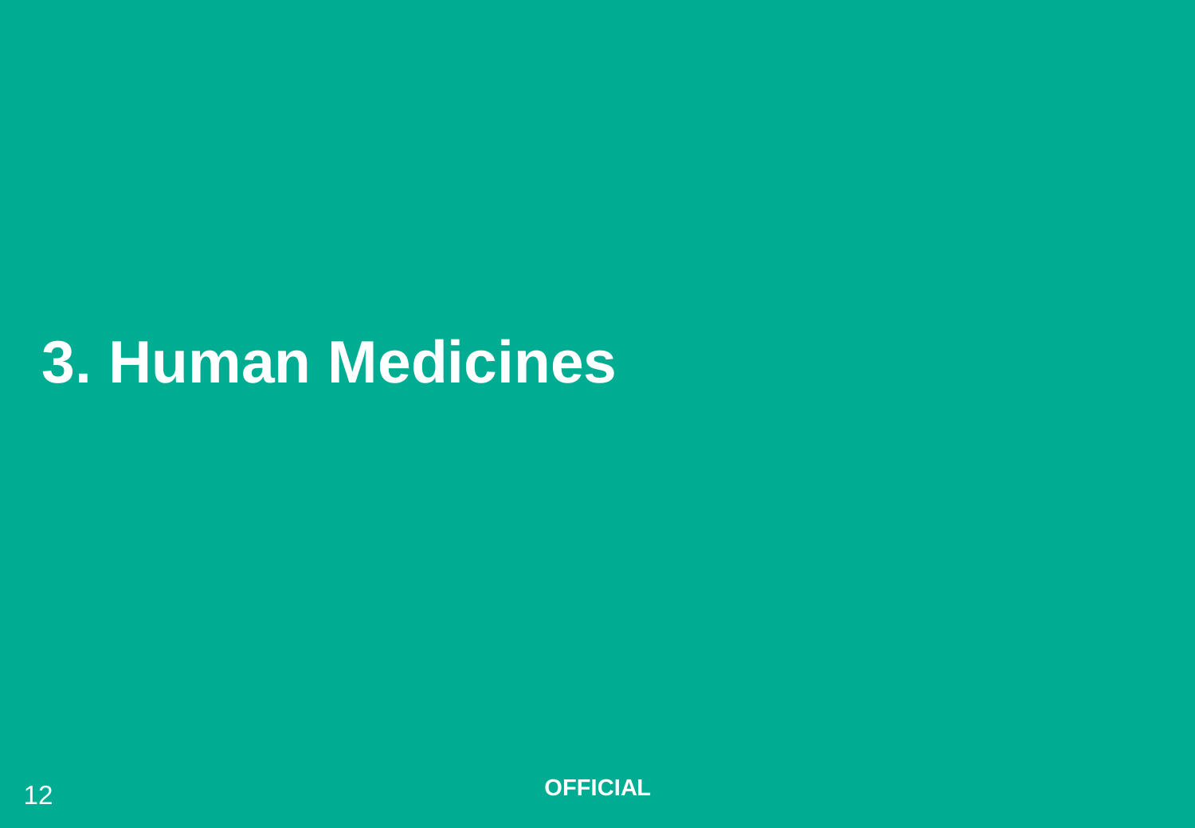# 3. Human Medicines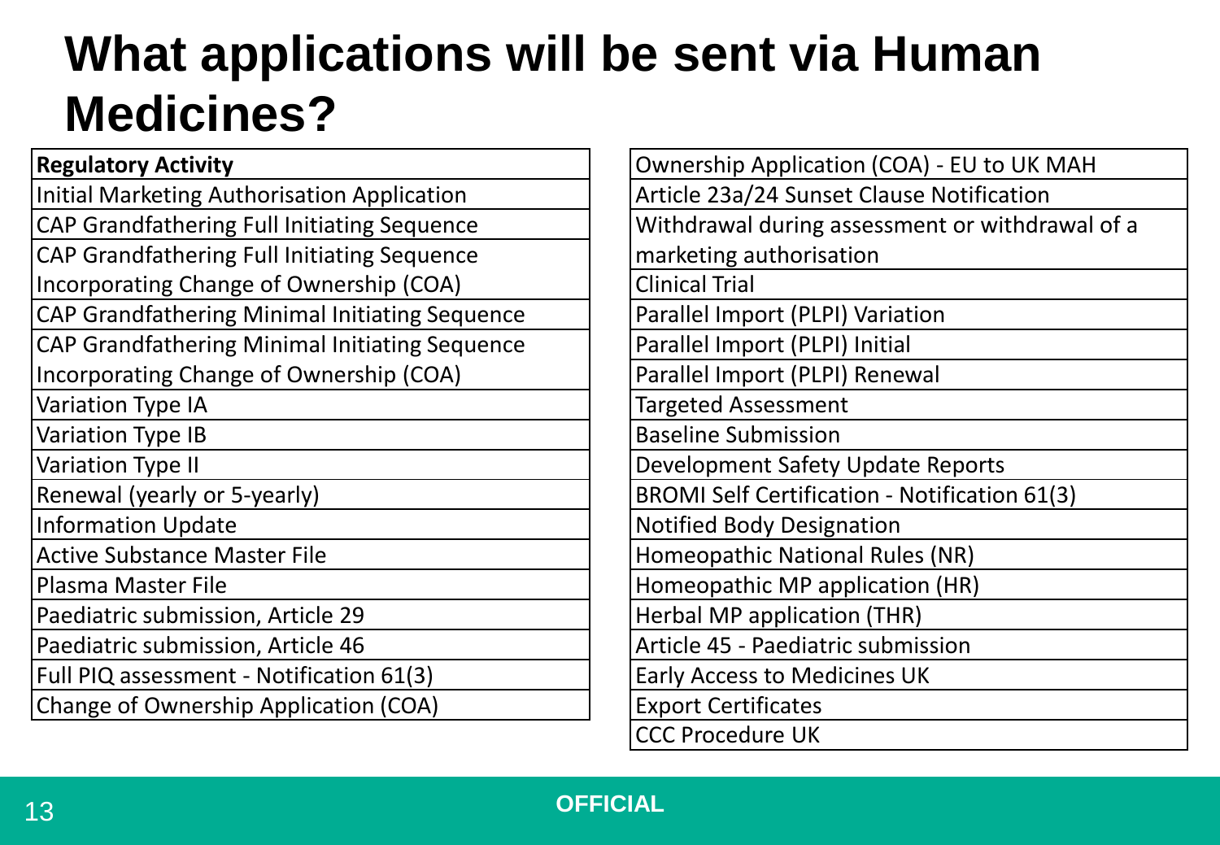# What applications will be sent via Human Medicines?

| Regulatory Activity |
| --- |
| Initial Marketing Authorisation Application |
| CAP Grandfathering Full Initiating Sequence |
| CAP Grandfathering Full Initiating Sequence Incorporating Change of Ownership (COA) |
| CAP Grandfathering Minimal Initiating Sequence |
| CAP Grandfathering Minimal Initiating Sequence Incorporating Change of Ownership (COA) |
| Variation Type IA |
| Variation Type IB |
| Variation Type II |
| Renewal (yearly or 5-yearly) |
| Information Update |
| Active Substance Master File |
| Plasma Master File |
| Paediatric submission, Article 29 |
| Paediatric submission, Article 46 |
| Full PIQ assessment - Notification 61(3) |
| Change of Ownership Application (COA) |
| Ownership Application (COA) - EU to UK MAH |
| Article 23a/24 Sunset Clause Notification |
| Withdrawal during assessment or withdrawal of a marketing authorisation |
| Clinical Trial |
| Parallel Import (PLPI) Variation |
| Parallel Import (PLPI) Initial |
| Parallel Import (PLPI) Renewal |
| Targeted Assessment |
| Baseline Submission |
| Development Safety Update Reports |
| BROMI Self Certification - Notification 61(3) |
| Notified Body Designation |
| Homeopathic National Rules (NR) |
| Homeopathic MP application (HR) |
| Herbal MP application (THR) |
| Article 45 - Paediatric submission |
| Early Access to Medicines UK |
| Export Certificates |
| CCC Procedure UK |

OFFICIAL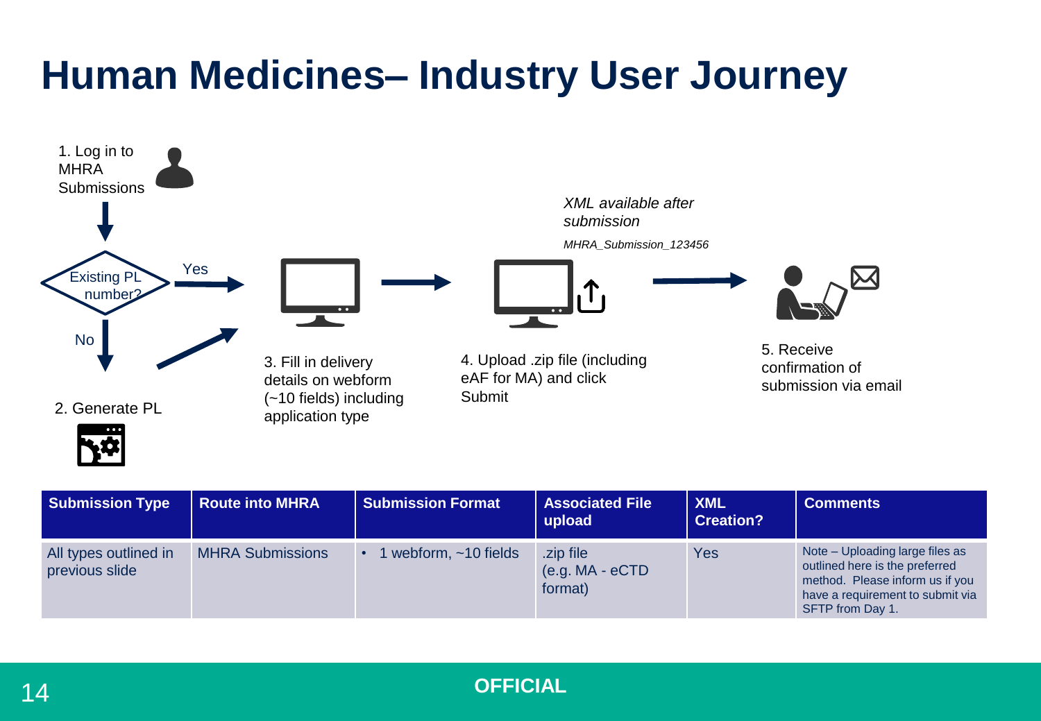# Human Medicines– Industry User Journey

1. Log in to MHRA Submissions

Existing PL number?

Yes

No

2. Generate PL

3. Fill in delivery details on webform (~10 fields) including application type

*XML available after submission*

*MHRA_Submission_123456*

4. Upload .zip file (including eAF for MA) and click Submit

5. Receive confirmation of submission via email

| Submission Type | Route into MHRA | Submission Format | Associated File upload | XML Creation? | Comments |
| --- | --- | --- | --- | --- | --- |
| All types outlined in previous slide | MHRA Submissions | • 1 webform, ~10 fields | .zip file (e.g. MA - eCTD format) | Yes | Note – Uploading large files as outlined here is the preferred method. Please inform us if you have a requirement to submit via SFTP from Day 1. |

**OFFICIAL**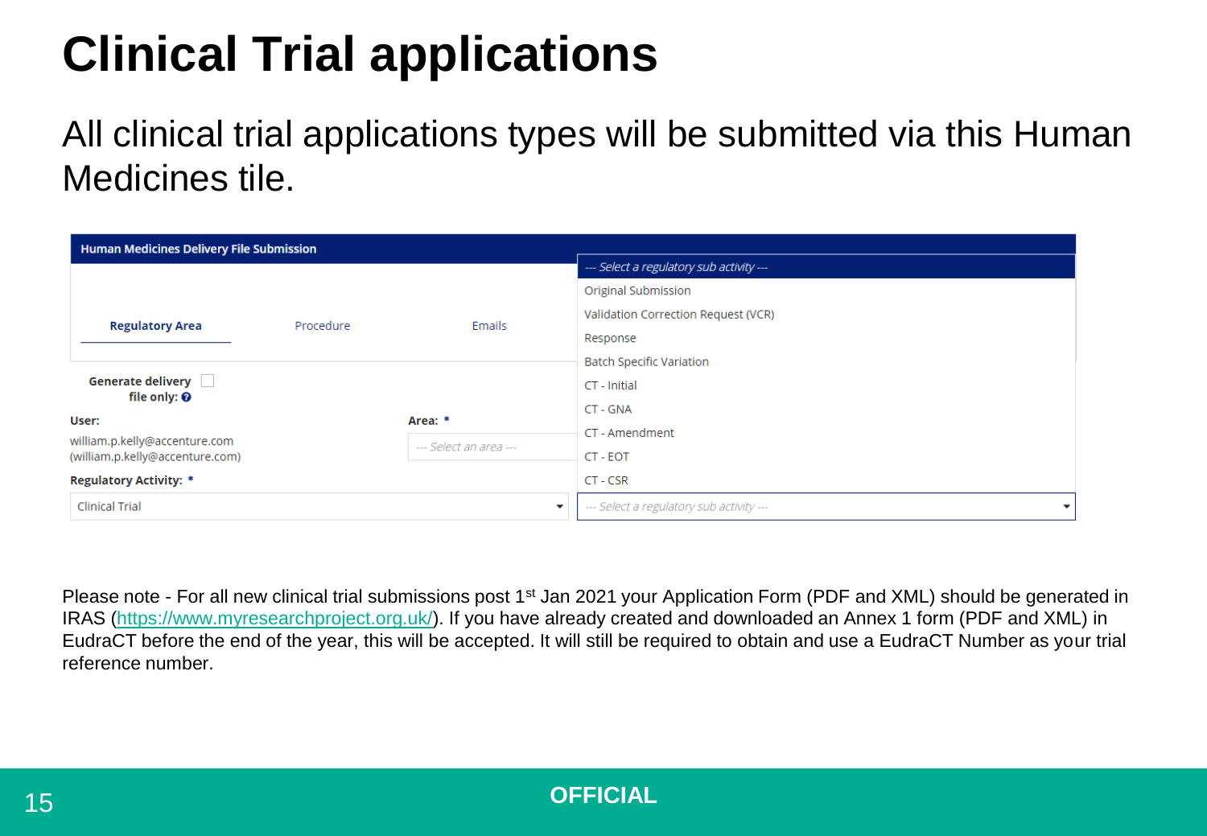# Clinical Trial applications

All clinical trial applications types will be submitted via this Human Medicines tile.

**Human Medicines Delivery File Submission**

**Regulatory Area** | Procedure | Emails

**Generate delivery file only:**

**User:**
william.p.kelly@accenture.com (william.p.kelly@accenture.com)

**Area:** *
--- Select an area ---

**Regulatory Activity:** *
Clinical Trial

--- Select a regulatory sub activity ---
- Original Submission
- Validation Correction Request (VCR)
- Response
- Batch Specific Variation
- CT - Initial
- CT - GNA
- CT - Amendment
- CT - EOT
- CT - CSR

Please note - For all new clinical trial submissions post 1st Jan 2021 your Application Form (PDF and XML) should be generated in IRAS (https://www.myresearchproject.org.uk/). If you have already created and downloaded an Annex 1 form (PDF and XML) in EudraCT before the end of the year, this will be accepted. It will still be required to obtain and use a EudraCT Number as your trial reference number.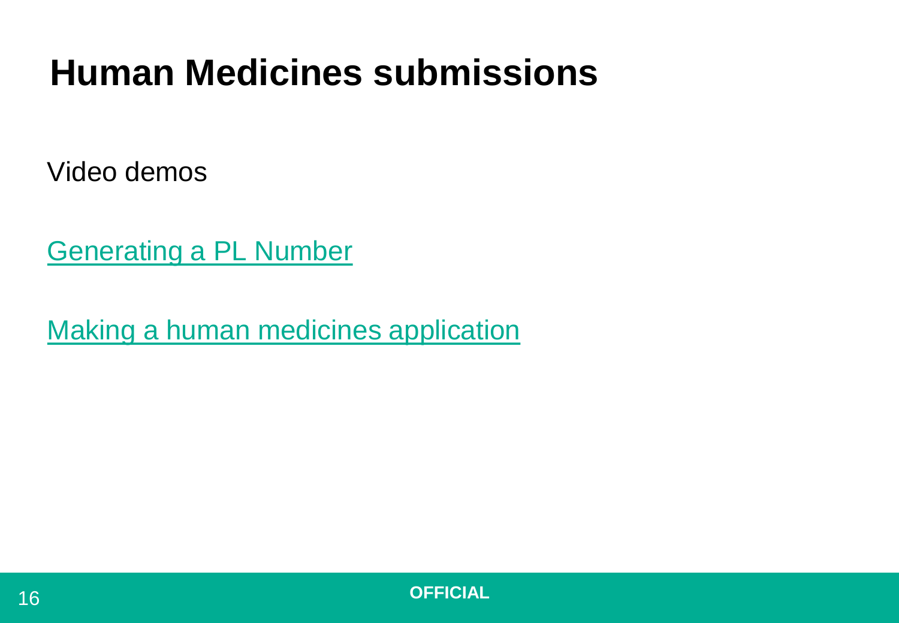# Human Medicines submissions

Video demos

Generating a PL Number

Making a human medicines application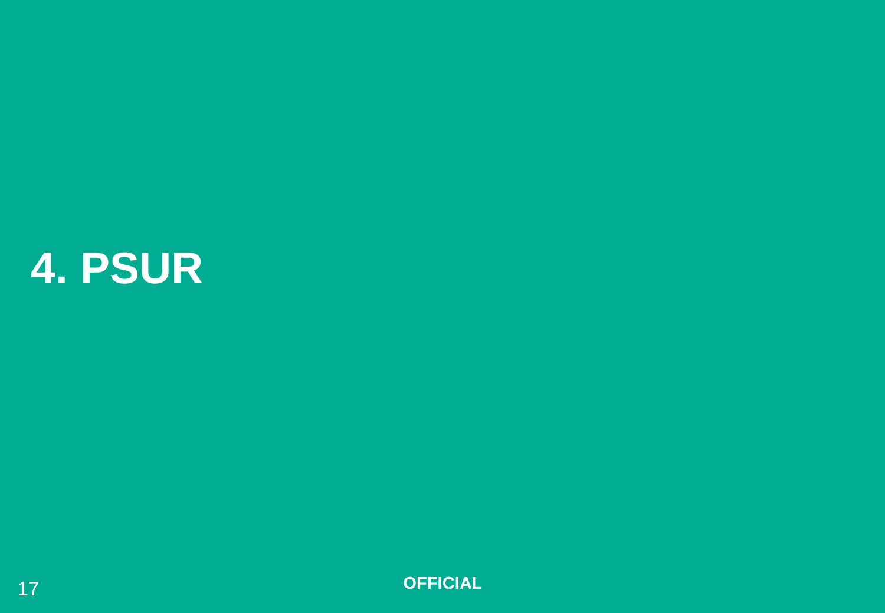# 4. PSUR

OFFICIAL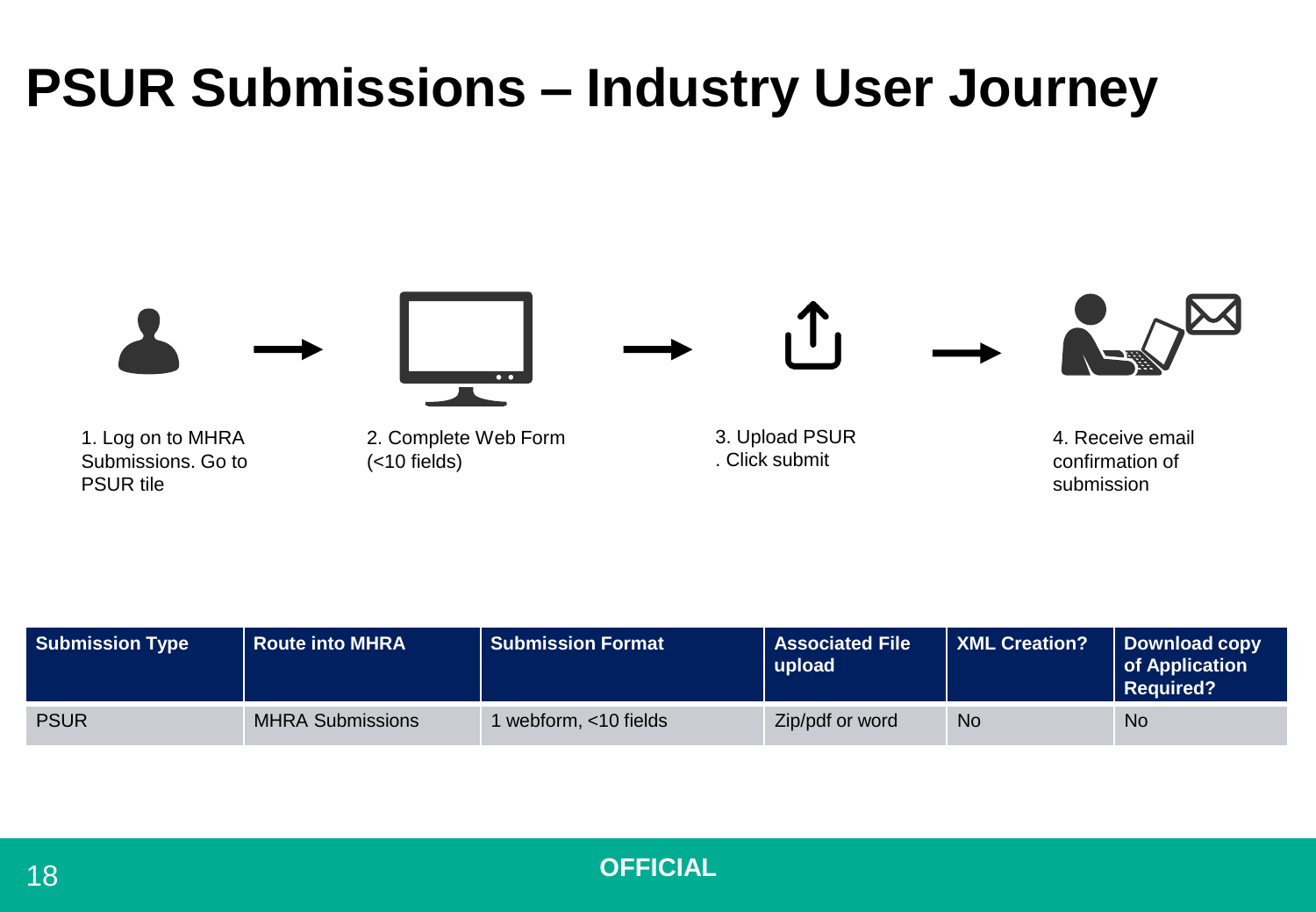# PSUR Submissions – Industry User Journey

1. Log on to MHRA Submissions. Go to PSUR tile
2. Complete Web Form (<10 fields)
3. Upload PSUR . Click submit
4. Receive email confirmation of submission

| Submission Type | Route into MHRA | Submission Format | Associated File upload | XML Creation? | Download copy of Application Required? |
|---|---|---|---|---|---|
| PSUR | MHRA Submissions | 1 webform, <10 fields | Zip/pdf or word | No | No |

**OFFICIAL**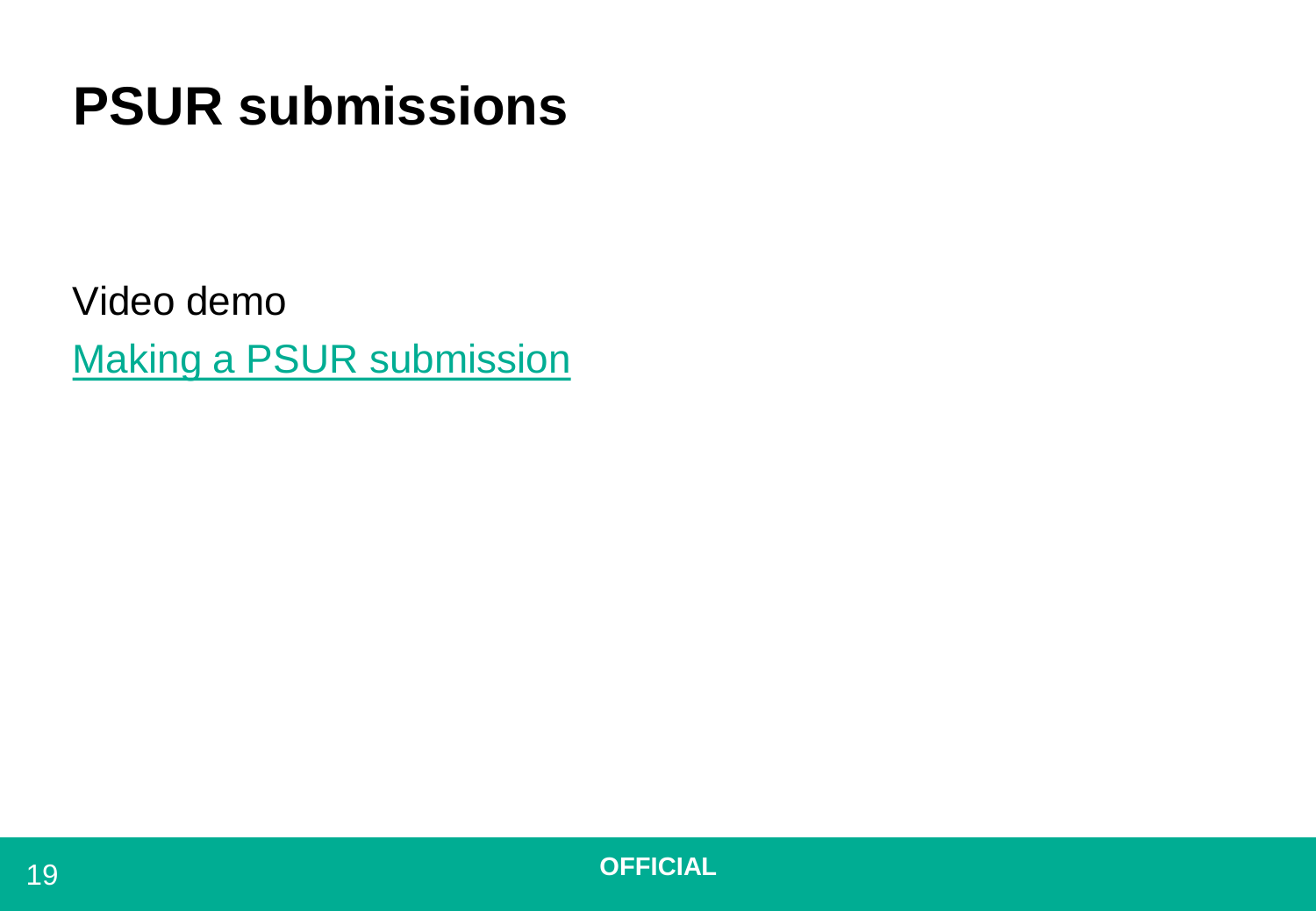# PSUR submissions

Video demo

Making a PSUR submission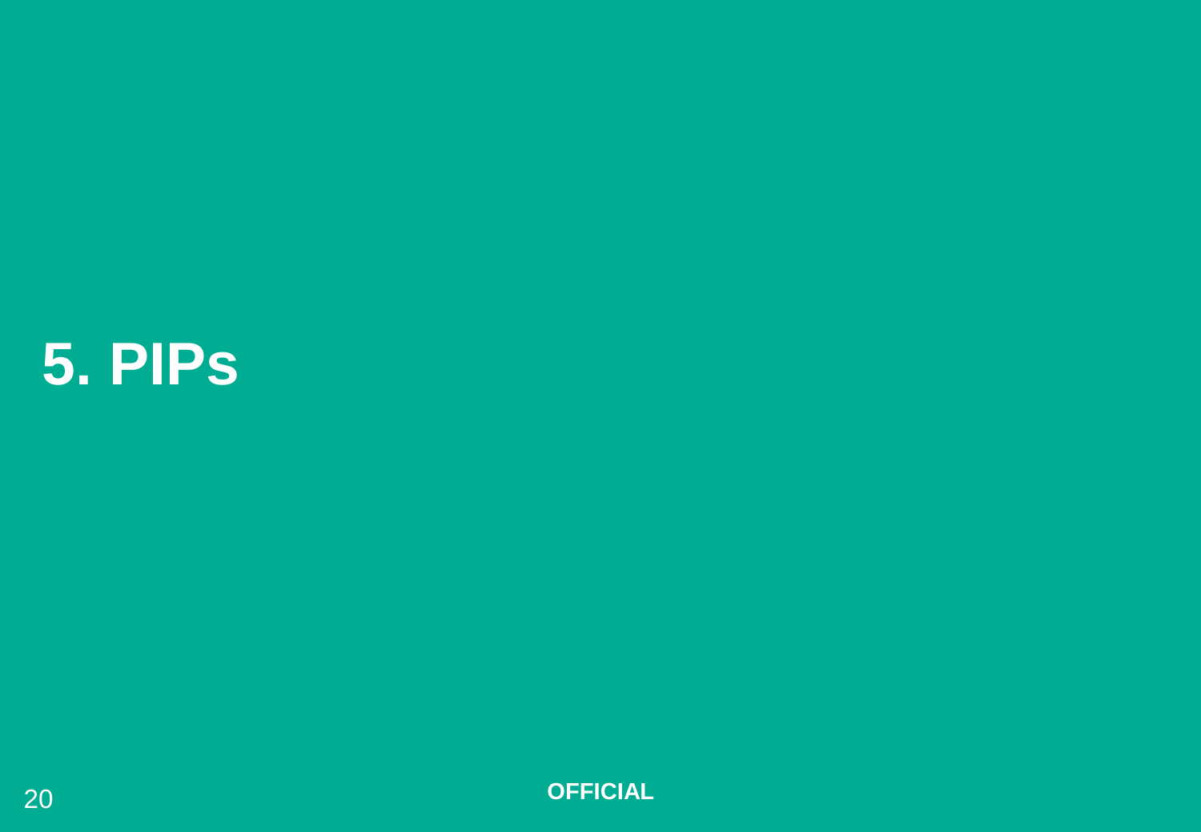# 5. PIPs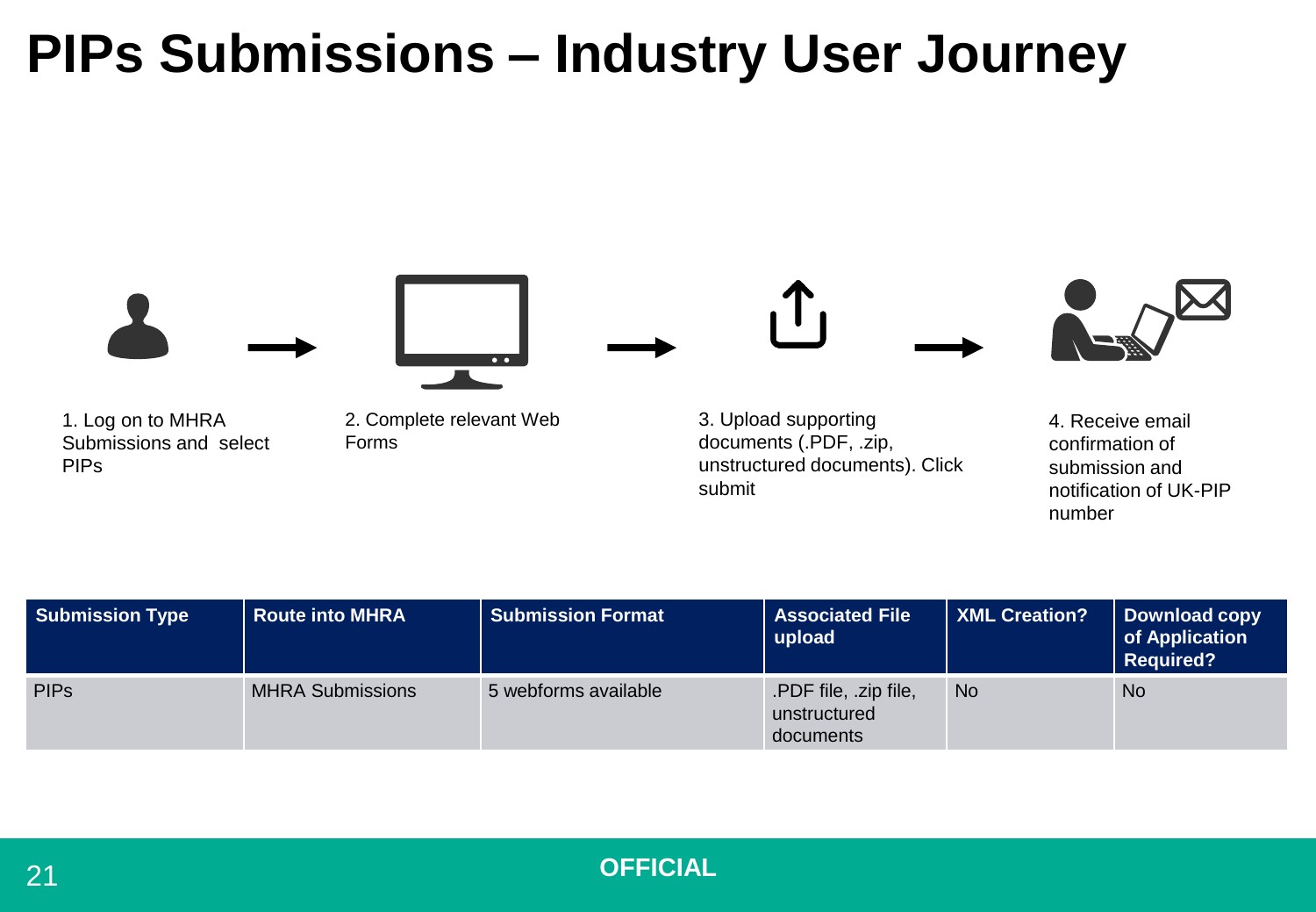# PIPs Submissions – Industry User Journey

1. Log on to MHRA Submissions and select PIPs
2. Complete relevant Web Forms
3. Upload supporting documents (.PDF, .zip, unstructured documents). Click submit
4. Receive email confirmation of submission and notification of UK-PIP number

| Submission Type | Route into MHRA | Submission Format | Associated File upload | XML Creation? | Download copy of Application Required? |
|---|---|---|---|---|---|
| PIPs | MHRA Submissions | 5 webforms available | .PDF file, .zip file, unstructured documents | No | No |

**OFFICIAL**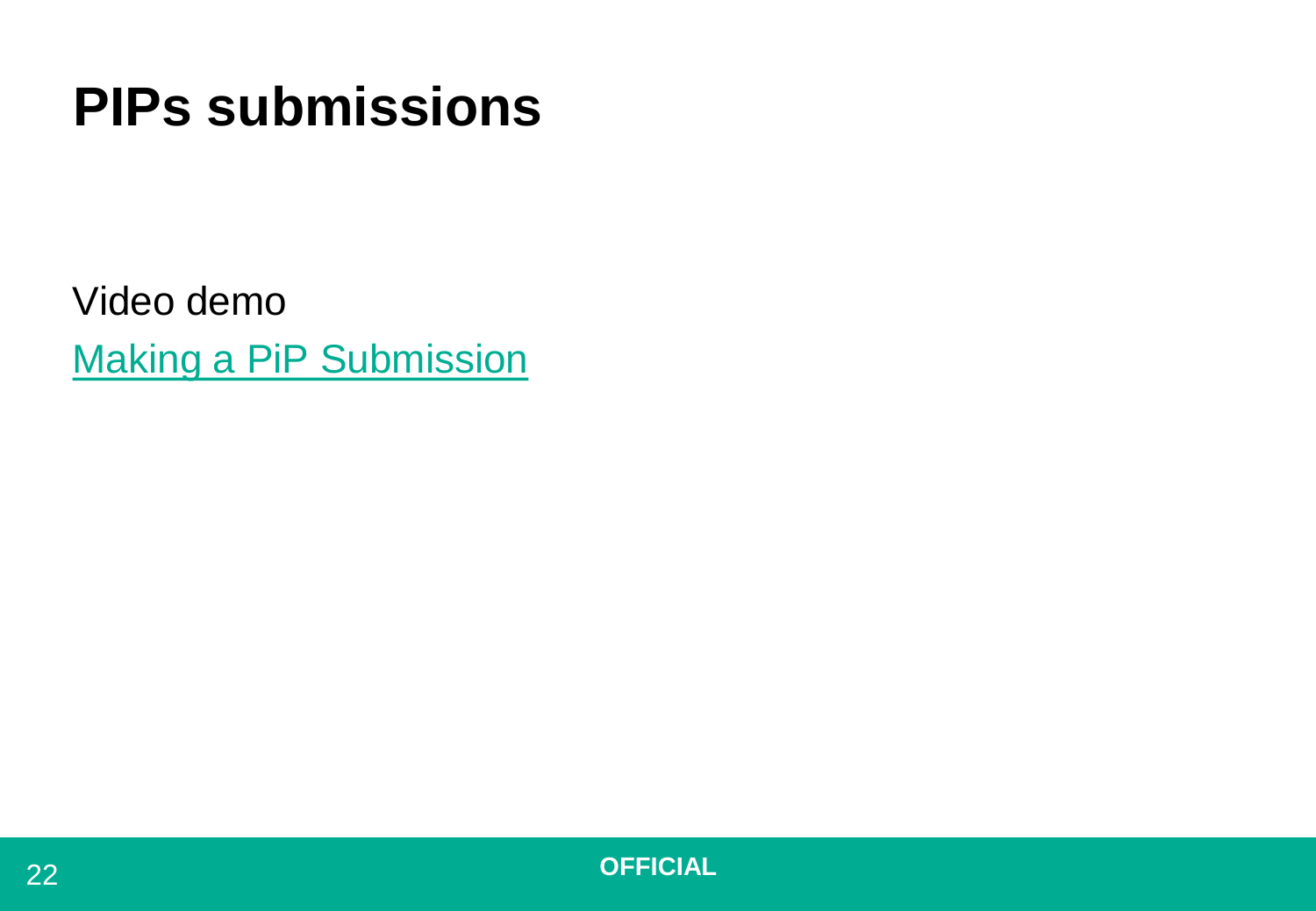# PIPs submissions

Video demo

Making a PiP Submission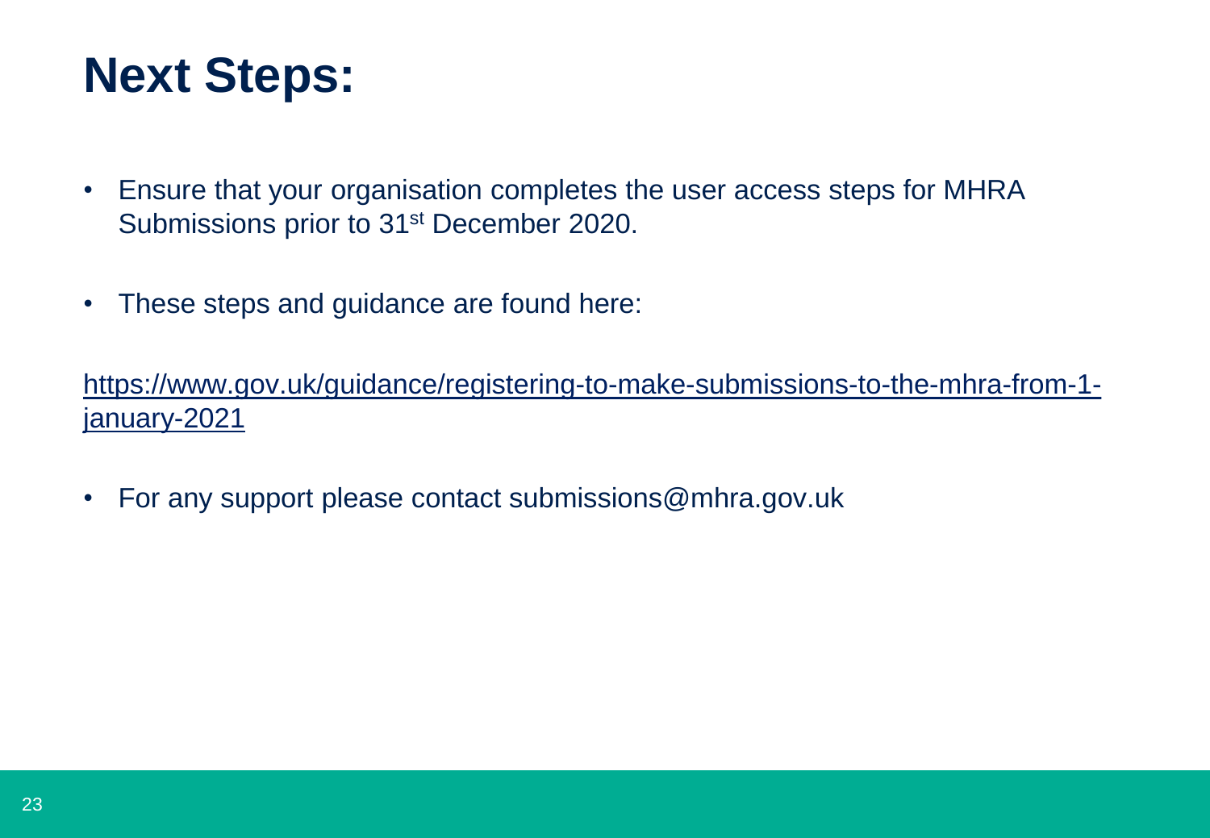# Next Steps:

- Ensure that your organisation completes the user access steps for MHRA Submissions prior to 31st December 2020.

- These steps and guidance are found here:

https://www.gov.uk/guidance/registering-to-make-submissions-to-the-mhra-from-1-january-2021

- For any support please contact submissions@mhra.gov.uk